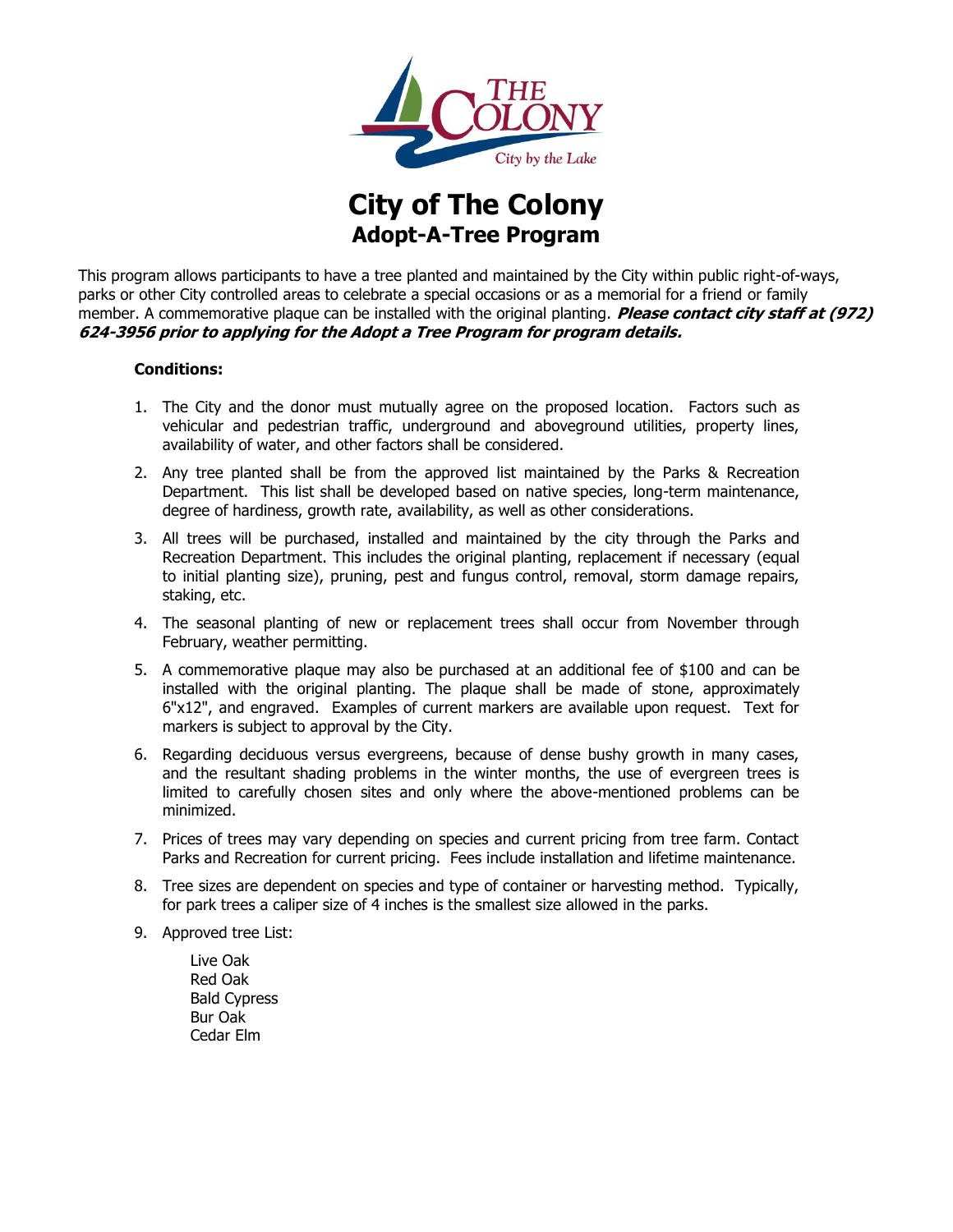# City of The Colony

## Adopt-A-Tree Program

This program allows participants to have a tree planted and maintained by the City within public right-of-ways, parks or other City controlled areas to celebrate a special occasions or as a memorial for a friend or family member. A commemorative plaque can be installed with the original planting. ***Please contact city staff at (972) 624-3956 prior to applying for the Adopt a Tree Program for program details.***

**Conditions:**

1. The City and the donor must mutually agree on the proposed location. Factors such as vehicular and pedestrian traffic, underground and aboveground utilities, property lines, availability of water, and other factors shall be considered.
2. Any tree planted shall be from the approved list maintained by the Parks & Recreation Department. This list shall be developed based on native species, long-term maintenance, degree of hardiness, growth rate, availability, as well as other considerations.
3. All trees will be purchased, installed and maintained by the city through the Parks and Recreation Department. This includes the original planting, replacement if necessary (equal to initial planting size), pruning, pest and fungus control, removal, storm damage repairs, staking, etc.
4. The seasonal planting of new or replacement trees shall occur from November through February, weather permitting.
5. A commemorative plaque may also be purchased at an additional fee of $100 and can be installed with the original planting. The plaque shall be made of stone, approximately 6"x12", and engraved. Examples of current markers are available upon request. Text for markers is subject to approval by the City.
6. Regarding deciduous versus evergreens, because of dense bushy growth in many cases, and the resultant shading problems in the winter months, the use of evergreen trees is limited to carefully chosen sites and only where the above-mentioned problems can be minimized.
7. Prices of trees may vary depending on species and current pricing from tree farm. Contact Parks and Recreation for current pricing. Fees include installation and lifetime maintenance.
8. Tree sizes are dependent on species and type of container or harvesting method. Typically, for park trees a caliper size of 4 inches is the smallest size allowed in the parks.
9. Approved tree List:

   Live Oak
   Red Oak
   Bald Cypress
   Bur Oak
   Cedar Elm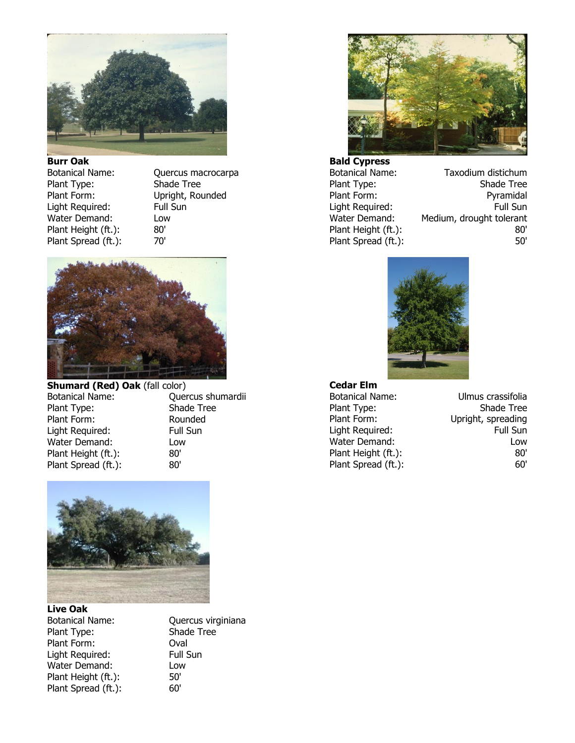**Burr Oak**

| | |
|---|---|
| Botanical Name: | Quercus macrocarpa |
| Plant Type: | Shade Tree |
| Plant Form: | Upright, Rounded |
| Light Required: | Full Sun |
| Water Demand: | Low |
| Plant Height (ft.): | 80' |
| Plant Spread (ft.): | 70' |

**Bald Cypress**

| | |
|---|---|
| Botanical Name: | Taxodium distichum |
| Plant Type: | Shade Tree |
| Plant Form: | Pyramidal |
| Light Required: | Full Sun |
| Water Demand: | Medium, drought tolerant |
| Plant Height (ft.): | 80' |
| Plant Spread (ft.): | 50' |

**Shumard (Red) Oak** (fall color)

| | |
|---|---|
| Botanical Name: | Quercus shumardii |
| Plant Type: | Shade Tree |
| Plant Form: | Rounded |
| Light Required: | Full Sun |
| Water Demand: | Low |
| Plant Height (ft.): | 80' |
| Plant Spread (ft.): | 80' |

**Cedar Elm**

| | |
|---|---|
| Botanical Name: | Ulmus crassifolia |
| Plant Type: | Shade Tree |
| Plant Form: | Upright, spreading |
| Light Required: | Full Sun |
| Water Demand: | Low |
| Plant Height (ft.): | 80' |
| Plant Spread (ft.): | 60' |

**Live Oak**

| | |
|---|---|
| Botanical Name: | Quercus virginiana |
| Plant Type: | Shade Tree |
| Plant Form: | Oval |
| Light Required: | Full Sun |
| Water Demand: | Low |
| Plant Height (ft.): | 50' |
| Plant Spread (ft.): | 60' |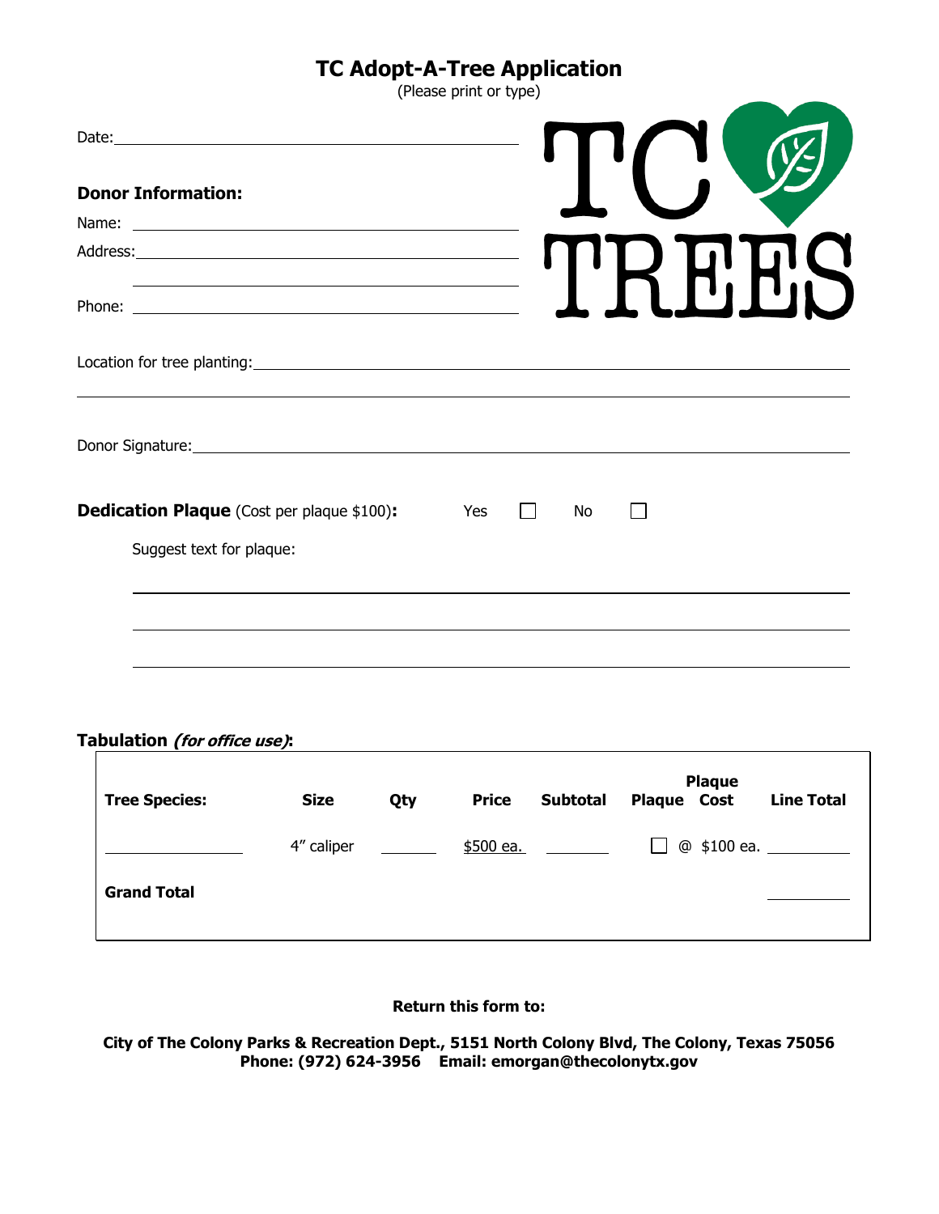# TC Adopt-A-Tree Application

(Please print or type)

Date: \_\_\_\_\_\_\_\_\_\_\_\_\_\_\_\_\_\_\_\_\_\_\_\_\_\_\_\_\_\_\_\_\_\_\_\_\_\_\_\_\_\_\_

TC TREES

**Donor Information:**

Name: \_\_\_\_\_\_\_\_\_\_\_\_\_\_\_\_\_\_\_\_\_\_\_\_\_\_\_\_\_\_\_\_\_\_\_\_\_\_\_\_\_\_\_

Address: \_\_\_\_\_\_\_\_\_\_\_\_\_\_\_\_\_\_\_\_\_\_\_\_\_\_\_\_\_\_\_\_\_\_\_\_\_\_\_\_\_\_\_

\_\_\_\_\_\_\_\_\_\_\_\_\_\_\_\_\_\_\_\_\_\_\_\_\_\_\_\_\_\_\_\_\_\_\_\_\_\_\_\_\_\_\_

Phone: \_\_\_\_\_\_\_\_\_\_\_\_\_\_\_\_\_\_\_\_\_\_\_\_\_\_\_\_\_\_\_\_\_\_\_\_\_\_\_\_\_\_\_

Location for tree planting: \_\_\_\_\_\_\_\_\_\_\_\_\_\_\_\_\_\_\_\_\_\_\_\_\_\_\_\_\_\_\_\_\_\_\_\_\_\_\_\_\_\_\_

\_\_\_\_\_\_\_\_\_\_\_\_\_\_\_\_\_\_\_\_\_\_\_\_\_\_\_\_\_\_\_\_\_\_\_\_\_\_\_\_\_\_\_\_\_\_\_\_\_\_\_\_\_\_\_\_\_\_\_\_\_\_\_\_\_\_\_

Donor Signature: \_\_\_\_\_\_\_\_\_\_\_\_\_\_\_\_\_\_\_\_\_\_\_\_\_\_\_\_\_\_\_\_\_\_\_\_\_\_\_\_\_\_\_

**Dedication Plaque** (Cost per plaque $100)**:** Yes ☐ No ☐

Suggest text for plaque:

\_\_\_\_\_\_\_\_\_\_\_\_\_\_\_\_\_\_\_\_\_\_\_\_\_\_\_\_\_\_\_\_\_\_\_\_\_\_\_\_\_\_\_\_\_\_\_\_\_\_\_\_\_\_\_\_\_\_\_\_\_\_\_\_\_\_\_

\_\_\_\_\_\_\_\_\_\_\_\_\_\_\_\_\_\_\_\_\_\_\_\_\_\_\_\_\_\_\_\_\_\_\_\_\_\_\_\_\_\_\_\_\_\_\_\_\_\_\_\_\_\_\_\_\_\_\_\_\_\_\_\_\_\_\_

\_\_\_\_\_\_\_\_\_\_\_\_\_\_\_\_\_\_\_\_\_\_\_\_\_\_\_\_\_\_\_\_\_\_\_\_\_\_\_\_\_\_\_\_\_\_\_\_\_\_\_\_\_\_\_\_\_\_\_\_\_\_\_\_\_\_\_

**Tabulation *(for office use)*:**

| Tree Species: | Size | Qty | Price | Subtotal | Plaque | Plaque Cost | Line Total |
|---|---|---|---|---|---|---|---|
| \_\_\_\_\_\_\_\_\_\_ | 4" caliper | \_\_\_\_\_ | $500 ea. | \_\_\_\_\_ | ☐ | @ $100 ea. | \_\_\_\_\_ |
| **Grand Total** | | | | | | | \_\_\_\_\_ |

**Return this form to:**

**City of The Colony Parks & Recreation Dept., 5151 North Colony Blvd, The Colony, Texas 75056**
**Phone: (972) 624-3956 Email: emorgan@thecolonytx.gov**